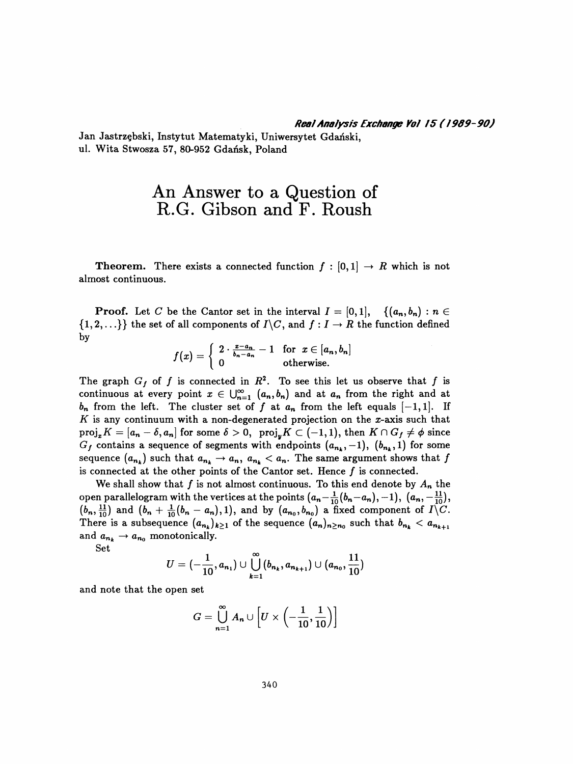Jan Jastrzębski, Instytut Matematyki, Uniwersytet Gdański, ul. Wita Stwosza 57, 80-952 Gdańsk, Poland

# An Answer to a Question of R.G. Gibson and F. Roush

**Theorem.** There exists a connected function $f : [0,1] \to R$ which is not almost continuous.

**Proof.** Let $C$ be the Cantor set in the interval $I = [0,1]$, $\{(a_n, b_n) : n \in \{1, 2, \ldots\}\}$ the set of all components of $I \backslash C$, and $f : I \to R$ the function defined by

$$f(x) = \begin{cases} 2 \cdot \frac{x - a_n}{b_n - a_n} - 1 & \text{for } x \in [a_n, b_n] \\ 0 & \text{otherwise.} \end{cases}$$

The graph $G_f$ of $f$ is connected in $R^2$. To see this let us observe that $f$ is continuous at every point $x \in \bigcup_{n=1}^{\infty} (a_n, b_n)$ and at $a_n$ from the right and at $b_n$ from the left. The cluster set of $f$ at $a_n$ from the left equals $[-1, 1]$. If $K$ is any continuum with a non-degenerated projection on the $x$-axis such that $\text{proj}_x K = [a_n - \delta, a_n]$ for some $\delta > 0$, $\text{proj}_y K \subset (-1, 1)$, then $K \cap G_f \neq \phi$ since $G_f$ contains a sequence of segments with endpoints $(a_{n_k}, -1)$, $(b_{n_k}, 1)$ for some sequence $(a_{n_k})$ such that $a_{n_k} \to a_n$, $a_{n_k} < a_n$. The same argument shows that $f$ is connected at the other points of the Cantor set. Hence $f$ is connected.

We shall show that $f$ is not almost continuous. To this end denote by $A_n$ the open parallelogram with the vertices at the points $(a_n - \frac{1}{10}(b_n - a_n), -1)$, $(a_n, -\frac{11}{10})$, $(b_n, \frac{11}{10})$ and $(b_n + \frac{1}{10}(b_n - a_n), 1)$, and by $(a_{n_0}, b_{n_0})$ a fixed component of $I \backslash C$. There is a subsequence $(a_{n_k})_{k \geq 1}$ of the sequence $(a_n)_{n \geq n_0}$ such that $b_{n_k} < a_{n_{k+1}}$ and $a_{n_k} \to a_{n_0}$ monotonically.

Set

$$U = (-\frac{1}{10}, a_{n_1}) \cup \bigcup_{k=1}^{\infty} (b_{n_k}, a_{n_{k+1}}) \cup (a_{n_0}, \frac{11}{10})$$

and note that the open set

$$G = \bigcup_{n=1}^{\infty} A_n \cup \left[ U \times \left( -\frac{1}{10}, \frac{1}{10} \right) \right]$$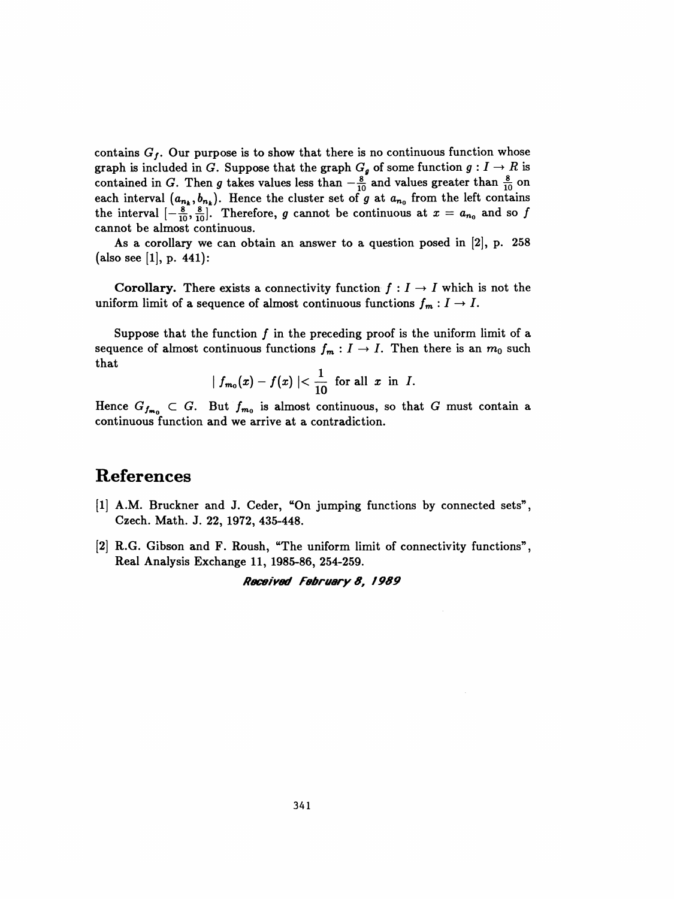contains $G_f$. Our purpose is to show that there is no continuous function whose graph is included in $G$. Suppose that the graph $G_g$ of some function $g : I \to R$ is contained in $G$. Then $g$ takes values less than $-\frac{8}{10}$ and values greater than $\frac{8}{10}$ on each interval $(a_{n_k}, b_{n_k})$. Hence the cluster set of $g$ at $a_{n_0}$ from the left contains the interval $[-\frac{8}{10}, \frac{8}{10}]$. Therefore, $g$ cannot be continuous at $x = a_{n_0}$ and so $f$ cannot be almost continuous.

As a corollary we can obtain an answer to a question posed in [2], p. 258 (also see [1], p. 441):

**Corollary.** There exists a connectivity function $f : I \to I$ which is not the uniform limit of a sequence of almost continuous functions $f_m : I \to I$.

Suppose that the function $f$ in the preceding proof is the uniform limit of a sequence of almost continuous functions $f_m : I \to I$. Then there is an $m_0$ such that

$$| f_{m_0}(x) - f(x) | < \frac{1}{10} \text{ for all } x \text{ in } I.$$

Hence $G_{f_{m_0}} \subset G$. But $f_{m_0}$ is almost continuous, so that $G$ must contain a continuous function and we arrive at a contradiction.

# References

[1] A.M. Bruckner and J. Ceder, "On jumping functions by connected sets", Czech. Math. J. 22, 1972, 435-448.

[2] R.G. Gibson and F. Roush, "The uniform limit of connectivity functions", Real Analysis Exchange 11, 1985-86, 254-259.

*Received February 8, 1989*